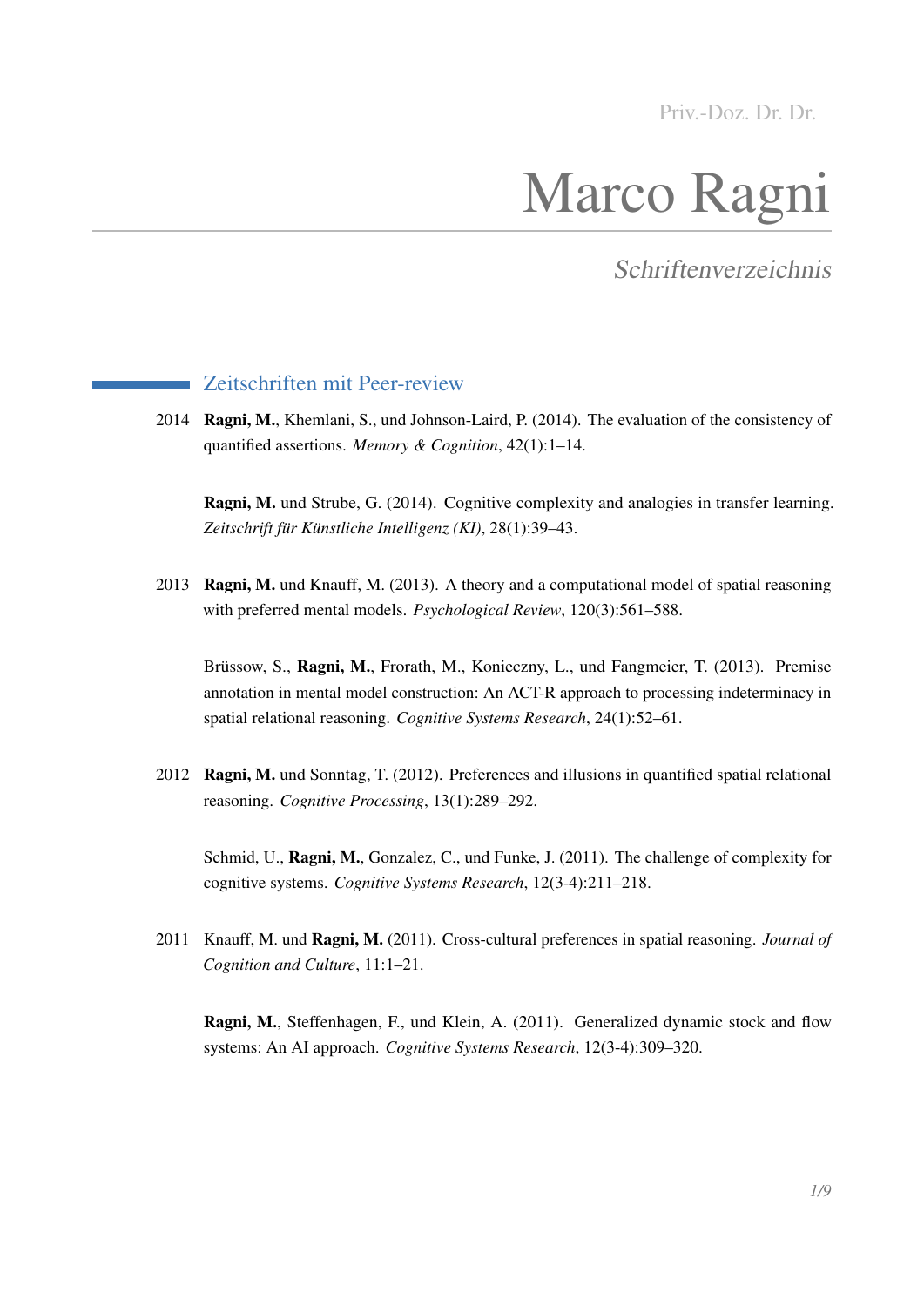Priv.-Doz. Dr. Dr.

# Marco Ragni

*Schriftenverzeichnis*

## Zeitschriften mit Peer-review

2014 **Ragni, M.**, Khemlani, S., und Johnson-Laird, P. (2014). The evaluation of the consistency of quantified assertions. *Memory & Cognition*, 42(1):1–14.

**Ragni, M.** und Strube, G. (2014). Cognitive complexity and analogies in transfer learning. *Zeitschrift für Künstliche Intelligenz (KI)*, 28(1):39–43.

2013 **Ragni, M.** und Knauff, M. (2013). A theory and a computational model of spatial reasoning with preferred mental models. *Psychological Review*, 120(3):561–588.

Brüssow, S., **Ragni, M.**, Frorath, M., Konieczny, L., und Fangmeier, T. (2013). Premise annotation in mental model construction: An ACT-R approach to processing indeterminacy in spatial relational reasoning. *Cognitive Systems Research*, 24(1):52–61.

2012 **Ragni, M.** und Sonntag, T. (2012). Preferences and illusions in quantified spatial relational reasoning. *Cognitive Processing*, 13(1):289–292.

Schmid, U., **Ragni, M.**, Gonzalez, C., und Funke, J. (2011). The challenge of complexity for cognitive systems. *Cognitive Systems Research*, 12(3-4):211–218.

2011 Knauff, M. und **Ragni, M.** (2011). Cross-cultural preferences in spatial reasoning. *Journal of Cognition and Culture*, 11:1–21.

**Ragni, M.**, Steffenhagen, F., und Klein, A. (2011). Generalized dynamic stock and flow systems: An AI approach. *Cognitive Systems Research*, 12(3-4):309–320.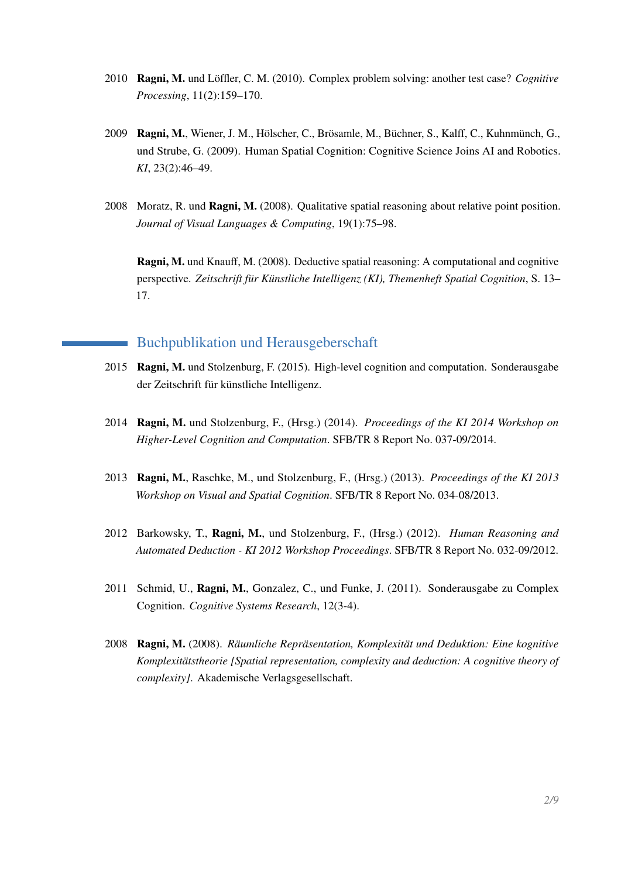2010 **Ragni, M.** und Löffler, C. M. (2010). Complex problem solving: another test case? *Cognitive Processing*, 11(2):159–170.

2009 **Ragni, M.**, Wiener, J. M., Hölscher, C., Brösamle, M., Büchner, S., Kalff, C., Kuhnmünch, G., und Strube, G. (2009). Human Spatial Cognition: Cognitive Science Joins AI and Robotics. *KI*, 23(2):46–49.

2008 Moratz, R. und **Ragni, M.** (2008). Qualitative spatial reasoning about relative point position. *Journal of Visual Languages & Computing*, 19(1):75–98.

**Ragni, M.** und Knauff, M. (2008). Deductive spatial reasoning: A computational and cognitive perspective. *Zeitschrift für Künstliche Intelligenz (KI), Themenheft Spatial Cognition*, S. 13–17.

## Buchpublikation und Herausgeberschaft

2015 **Ragni, M.** und Stolzenburg, F. (2015). High-level cognition and computation. Sonderausgabe der Zeitschrift für künstliche Intelligenz.

2014 **Ragni, M.** und Stolzenburg, F., (Hrsg.) (2014). *Proceedings of the KI 2014 Workshop on Higher-Level Cognition and Computation*. SFB/TR 8 Report No. 037-09/2014.

2013 **Ragni, M.**, Raschke, M., und Stolzenburg, F., (Hrsg.) (2013). *Proceedings of the KI 2013 Workshop on Visual and Spatial Cognition*. SFB/TR 8 Report No. 034-08/2013.

2012 Barkowsky, T., **Ragni, M.**, und Stolzenburg, F., (Hrsg.) (2012). *Human Reasoning and Automated Deduction - KI 2012 Workshop Proceedings*. SFB/TR 8 Report No. 032-09/2012.

2011 Schmid, U., **Ragni, M.**, Gonzalez, C., und Funke, J. (2011). Sonderausgabe zu Complex Cognition. *Cognitive Systems Research*, 12(3-4).

2008 **Ragni, M.** (2008). *Räumliche Repräsentation, Komplexität und Deduktion: Eine kognitive Komplexitätstheorie [Spatial representation, complexity and deduction: A cognitive theory of complexity]*. Akademische Verlagsgesellschaft.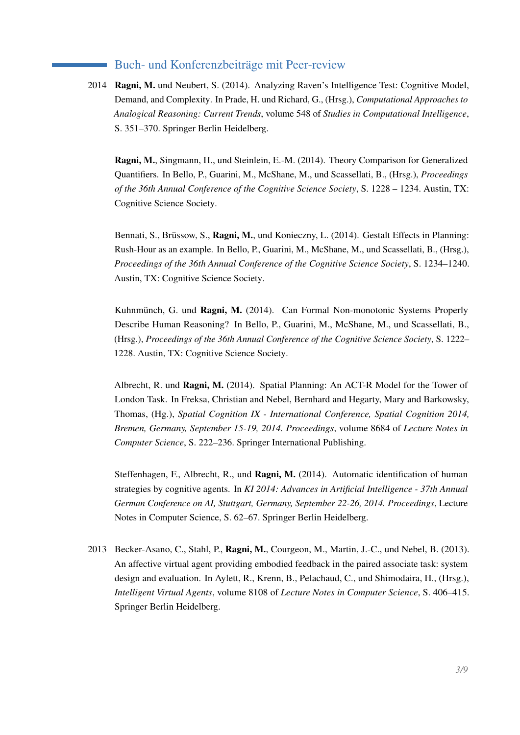## Buch- und Konferenzbeiträge mit Peer-review

2014 **Ragni, M.** und Neubert, S. (2014). Analyzing Raven's Intelligence Test: Cognitive Model, Demand, and Complexity. In Prade, H. und Richard, G., (Hrsg.), *Computational Approaches to Analogical Reasoning: Current Trends*, volume 548 of *Studies in Computational Intelligence*, S. 351–370. Springer Berlin Heidelberg.

**Ragni, M.**, Singmann, H., und Steinlein, E.-M. (2014). Theory Comparison for Generalized Quantifiers. In Bello, P., Guarini, M., McShane, M., und Scassellati, B., (Hrsg.), *Proceedings of the 36th Annual Conference of the Cognitive Science Society*, S. 1228 – 1234. Austin, TX: Cognitive Science Society.

Bennati, S., Brüssow, S., **Ragni, M.**, und Konieczny, L. (2014). Gestalt Effects in Planning: Rush-Hour as an example. In Bello, P., Guarini, M., McShane, M., und Scassellati, B., (Hrsg.), *Proceedings of the 36th Annual Conference of the Cognitive Science Society*, S. 1234–1240. Austin, TX: Cognitive Science Society.

Kuhnmünch, G. und **Ragni, M.** (2014). Can Formal Non-monotonic Systems Properly Describe Human Reasoning? In Bello, P., Guarini, M., McShane, M., und Scassellati, B., (Hrsg.), *Proceedings of the 36th Annual Conference of the Cognitive Science Society*, S. 1222–1228. Austin, TX: Cognitive Science Society.

Albrecht, R. und **Ragni, M.** (2014). Spatial Planning: An ACT-R Model for the Tower of London Task. In Freksa, Christian and Nebel, Bernhard and Hegarty, Mary and Barkowsky, Thomas, (Hg.), *Spatial Cognition IX - International Conference, Spatial Cognition 2014, Bremen, Germany, September 15-19, 2014. Proceedings*, volume 8684 of *Lecture Notes in Computer Science*, S. 222–236. Springer International Publishing.

Steffenhagen, F., Albrecht, R., und **Ragni, M.** (2014). Automatic identification of human strategies by cognitive agents. In *KI 2014: Advances in Artificial Intelligence - 37th Annual German Conference on AI, Stuttgart, Germany, September 22-26, 2014. Proceedings*, Lecture Notes in Computer Science, S. 62–67. Springer Berlin Heidelberg.

2013 Becker-Asano, C., Stahl, P., **Ragni, M.**, Courgeon, M., Martin, J.-C., und Nebel, B. (2013). An affective virtual agent providing embodied feedback in the paired associate task: system design and evaluation. In Aylett, R., Krenn, B., Pelachaud, C., und Shimodaira, H., (Hrsg.), *Intelligent Virtual Agents*, volume 8108 of *Lecture Notes in Computer Science*, S. 406–415. Springer Berlin Heidelberg.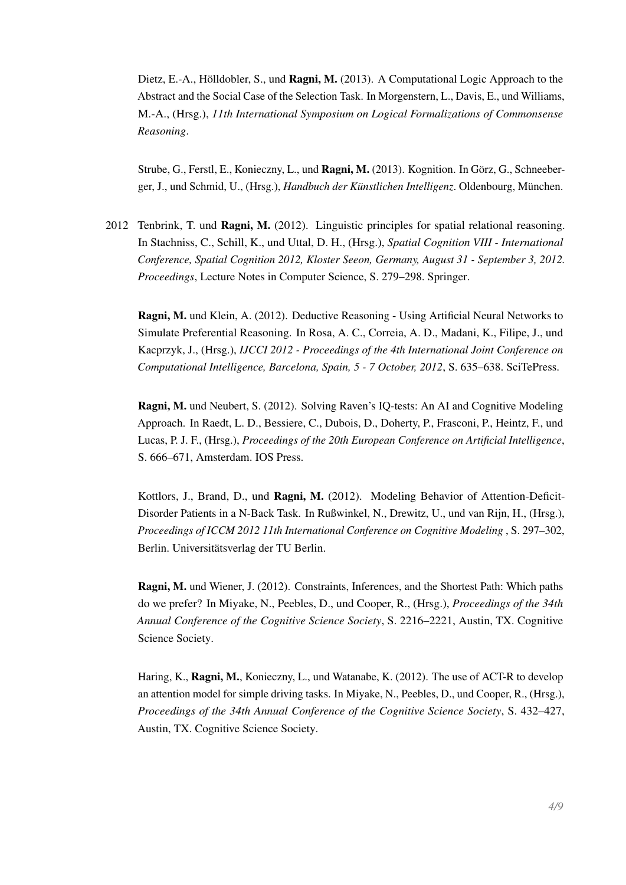Dietz, E.-A., Hölldobler, S., und **Ragni, M.** (2013). A Computational Logic Approach to the Abstract and the Social Case of the Selection Task. In Morgenstern, L., Davis, E., und Williams, M.-A., (Hrsg.), *11th International Symposium on Logical Formalizations of Commonsense Reasoning*.

Strube, G., Ferstl, E., Konieczny, L., und **Ragni, M.** (2013). Kognition. In Görz, G., Schneeberger, J., und Schmid, U., (Hrsg.), *Handbuch der Künstlichen Intelligenz*. Oldenbourg, München.

2012 Tenbrink, T. und **Ragni, M.** (2012). Linguistic principles for spatial relational reasoning. In Stachniss, C., Schill, K., und Uttal, D. H., (Hrsg.), *Spatial Cognition VIII - International Conference, Spatial Cognition 2012, Kloster Seeon, Germany, August 31 - September 3, 2012. Proceedings*, Lecture Notes in Computer Science, S. 279–298. Springer.

**Ragni, M.** und Klein, A. (2012). Deductive Reasoning - Using Artificial Neural Networks to Simulate Preferential Reasoning. In Rosa, A. C., Correia, A. D., Madani, K., Filipe, J., und Kacprzyk, J., (Hrsg.), *IJCCI 2012 - Proceedings of the 4th International Joint Conference on Computational Intelligence, Barcelona, Spain, 5 - 7 October, 2012*, S. 635–638. SciTePress.

**Ragni, M.** und Neubert, S. (2012). Solving Raven's IQ-tests: An AI and Cognitive Modeling Approach. In Raedt, L. D., Bessiere, C., Dubois, D., Doherty, P., Frasconi, P., Heintz, F., und Lucas, P. J. F., (Hrsg.), *Proceedings of the 20th European Conference on Artificial Intelligence*, S. 666–671, Amsterdam. IOS Press.

Kottlors, J., Brand, D., und **Ragni, M.** (2012). Modeling Behavior of Attention-Deficit-Disorder Patients in a N-Back Task. In Rußwinkel, N., Drewitz, U., und van Rijn, H., (Hrsg.), *Proceedings of ICCM 2012 11th International Conference on Cognitive Modeling* , S. 297–302, Berlin. Universitätsverlag der TU Berlin.

**Ragni, M.** und Wiener, J. (2012). Constraints, Inferences, and the Shortest Path: Which paths do we prefer? In Miyake, N., Peebles, D., und Cooper, R., (Hrsg.), *Proceedings of the 34th Annual Conference of the Cognitive Science Society*, S. 2216–2221, Austin, TX. Cognitive Science Society.

Haring, K., **Ragni, M.**, Konieczny, L., und Watanabe, K. (2012). The use of ACT-R to develop an attention model for simple driving tasks. In Miyake, N., Peebles, D., und Cooper, R., (Hrsg.), *Proceedings of the 34th Annual Conference of the Cognitive Science Society*, S. 432–427, Austin, TX. Cognitive Science Society.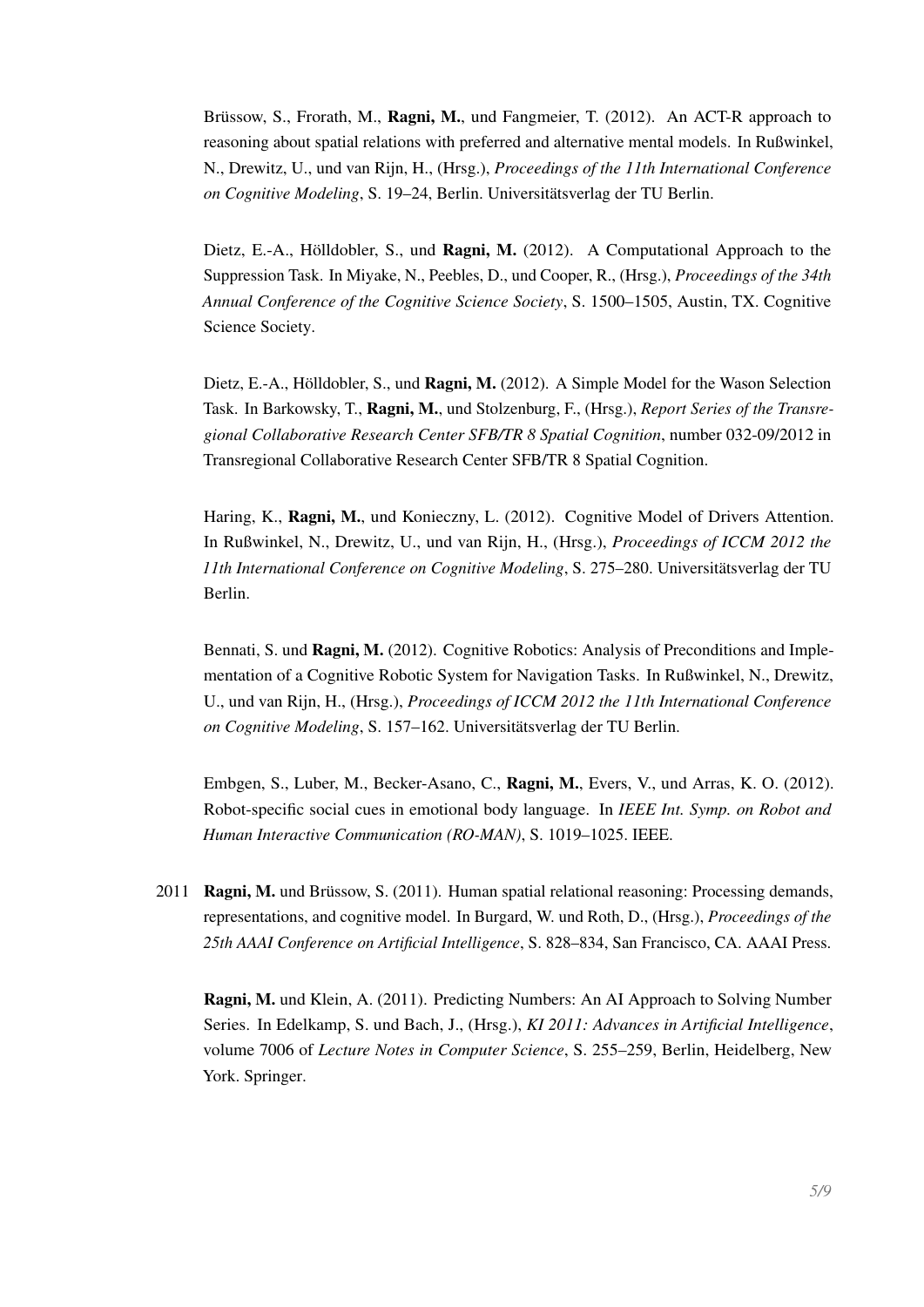Brüssow, S., Frorath, M., **Ragni, M.**, und Fangmeier, T. (2012). An ACT-R approach to reasoning about spatial relations with preferred and alternative mental models. In Rußwinkel, N., Drewitz, U., und van Rijn, H., (Hrsg.), *Proceedings of the 11th International Conference on Cognitive Modeling*, S. 19–24, Berlin. Universitätsverlag der TU Berlin.

Dietz, E.-A., Hölldobler, S., und **Ragni, M.** (2012). A Computational Approach to the Suppression Task. In Miyake, N., Peebles, D., und Cooper, R., (Hrsg.), *Proceedings of the 34th Annual Conference of the Cognitive Science Society*, S. 1500–1505, Austin, TX. Cognitive Science Society.

Dietz, E.-A., Hölldobler, S., und **Ragni, M.** (2012). A Simple Model for the Wason Selection Task. In Barkowsky, T., **Ragni, M.**, und Stolzenburg, F., (Hrsg.), *Report Series of the Transregional Collaborative Research Center SFB/TR 8 Spatial Cognition*, number 032-09/2012 in Transregional Collaborative Research Center SFB/TR 8 Spatial Cognition.

Haring, K., **Ragni, M.**, und Konieczny, L. (2012). Cognitive Model of Drivers Attention. In Rußwinkel, N., Drewitz, U., und van Rijn, H., (Hrsg.), *Proceedings of ICCM 2012 the 11th International Conference on Cognitive Modeling*, S. 275–280. Universitätsverlag der TU Berlin.

Bennati, S. und **Ragni, M.** (2012). Cognitive Robotics: Analysis of Preconditions and Implementation of a Cognitive Robotic System for Navigation Tasks. In Rußwinkel, N., Drewitz, U., und van Rijn, H., (Hrsg.), *Proceedings of ICCM 2012 the 11th International Conference on Cognitive Modeling*, S. 157–162. Universitätsverlag der TU Berlin.

Embgen, S., Luber, M., Becker-Asano, C., **Ragni, M.**, Evers, V., und Arras, K. O. (2012). Robot-specific social cues in emotional body language. In *IEEE Int. Symp. on Robot and Human Interactive Communication (RO-MAN)*, S. 1019–1025. IEEE.

2011 **Ragni, M.** und Brüssow, S. (2011). Human spatial relational reasoning: Processing demands, representations, and cognitive model. In Burgard, W. und Roth, D., (Hrsg.), *Proceedings of the 25th AAAI Conference on Artificial Intelligence*, S. 828–834, San Francisco, CA. AAAI Press.

**Ragni, M.** und Klein, A. (2011). Predicting Numbers: An AI Approach to Solving Number Series. In Edelkamp, S. und Bach, J., (Hrsg.), *KI 2011: Advances in Artificial Intelligence*, volume 7006 of *Lecture Notes in Computer Science*, S. 255–259, Berlin, Heidelberg, New York. Springer.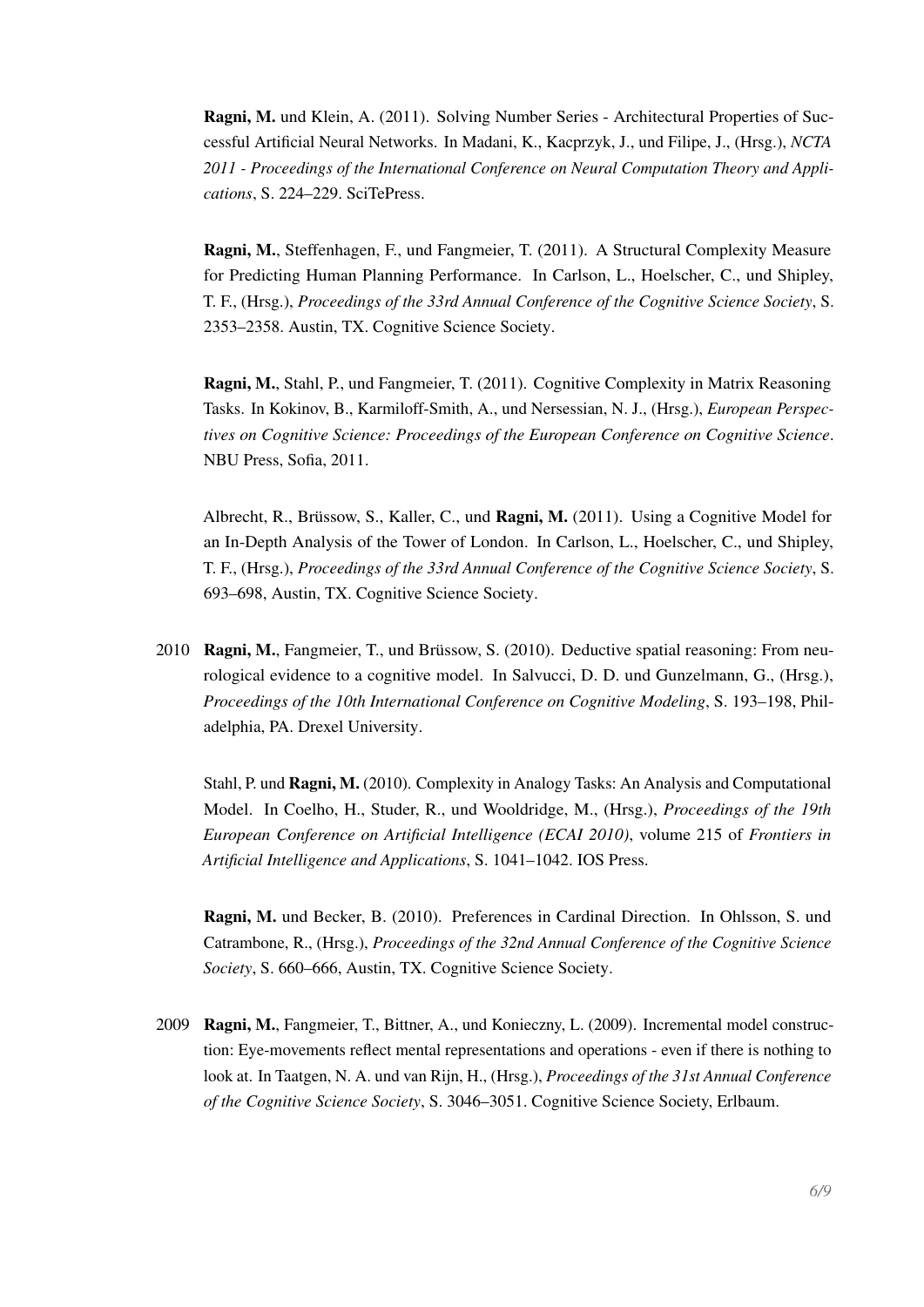**Ragni, M.** und Klein, A. (2011). Solving Number Series - Architectural Properties of Successful Artificial Neural Networks. In Madani, K., Kacprzyk, J., und Filipe, J., (Hrsg.), *NCTA 2011 - Proceedings of the International Conference on Neural Computation Theory and Applications*, S. 224–229. SciTePress.

**Ragni, M.**, Steffenhagen, F., und Fangmeier, T. (2011). A Structural Complexity Measure for Predicting Human Planning Performance. In Carlson, L., Hoelscher, C., und Shipley, T. F., (Hrsg.), *Proceedings of the 33rd Annual Conference of the Cognitive Science Society*, S. 2353–2358. Austin, TX. Cognitive Science Society.

**Ragni, M.**, Stahl, P., und Fangmeier, T. (2011). Cognitive Complexity in Matrix Reasoning Tasks. In Kokinov, B., Karmiloff-Smith, A., und Nersessian, N. J., (Hrsg.), *European Perspectives on Cognitive Science: Proceedings of the European Conference on Cognitive Science*. NBU Press, Sofia, 2011.

Albrecht, R., Brüssow, S., Kaller, C., und **Ragni, M.** (2011). Using a Cognitive Model for an In-Depth Analysis of the Tower of London. In Carlson, L., Hoelscher, C., und Shipley, T. F., (Hrsg.), *Proceedings of the 33rd Annual Conference of the Cognitive Science Society*, S. 693–698, Austin, TX. Cognitive Science Society.

2010 **Ragni, M.**, Fangmeier, T., und Brüssow, S. (2010). Deductive spatial reasoning: From neurological evidence to a cognitive model. In Salvucci, D. D. und Gunzelmann, G., (Hrsg.), *Proceedings of the 10th International Conference on Cognitive Modeling*, S. 193–198, Philadelphia, PA. Drexel University.

Stahl, P. und **Ragni, M.** (2010). Complexity in Analogy Tasks: An Analysis and Computational Model. In Coelho, H., Studer, R., und Wooldridge, M., (Hrsg.), *Proceedings of the 19th European Conference on Artificial Intelligence (ECAI 2010)*, volume 215 of *Frontiers in Artificial Intelligence and Applications*, S. 1041–1042. IOS Press.

**Ragni, M.** und Becker, B. (2010). Preferences in Cardinal Direction. In Ohlsson, S. und Catrambone, R., (Hrsg.), *Proceedings of the 32nd Annual Conference of the Cognitive Science Society*, S. 660–666, Austin, TX. Cognitive Science Society.

2009 **Ragni, M.**, Fangmeier, T., Bittner, A., und Konieczny, L. (2009). Incremental model construction: Eye-movements reflect mental representations and operations - even if there is nothing to look at. In Taatgen, N. A. und van Rijn, H., (Hrsg.), *Proceedings of the 31st Annual Conference of the Cognitive Science Society*, S. 3046–3051. Cognitive Science Society, Erlbaum.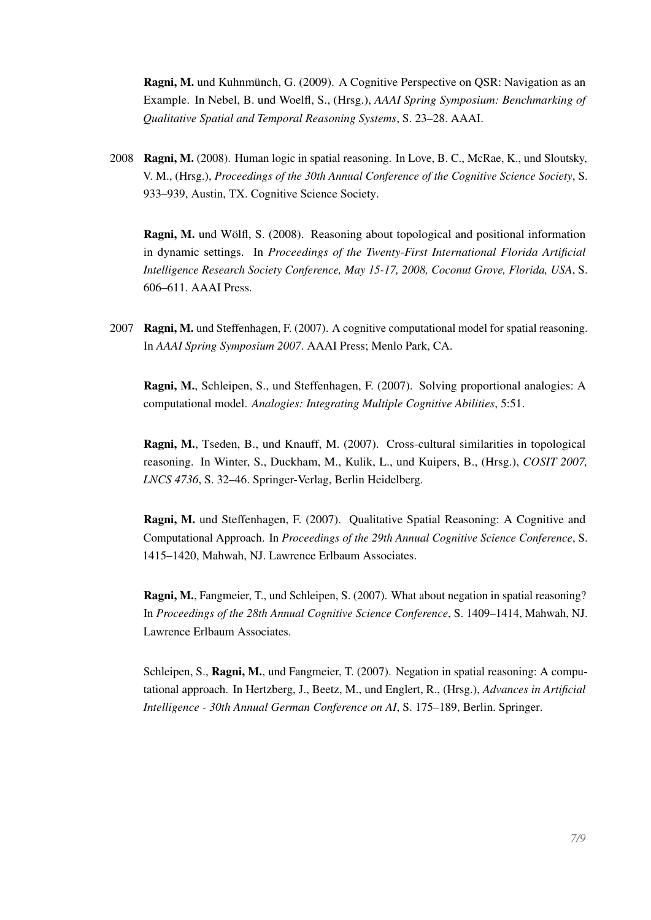**Ragni, M.** und Kuhnmünch, G. (2009). A Cognitive Perspective on QSR: Navigation as an Example. In Nebel, B. und Woelfl, S., (Hrsg.), *AAAI Spring Symposium: Benchmarking of Qualitative Spatial and Temporal Reasoning Systems*, S. 23–28. AAAI.

2008 **Ragni, M.** (2008). Human logic in spatial reasoning. In Love, B. C., McRae, K., und Sloutsky, V. M., (Hrsg.), *Proceedings of the 30th Annual Conference of the Cognitive Science Society*, S. 933–939, Austin, TX. Cognitive Science Society.

**Ragni, M.** und Wölfl, S. (2008). Reasoning about topological and positional information in dynamic settings. In *Proceedings of the Twenty-First International Florida Artificial Intelligence Research Society Conference, May 15-17, 2008, Coconut Grove, Florida, USA*, S. 606–611. AAAI Press.

2007 **Ragni, M.** und Steffenhagen, F. (2007). A cognitive computational model for spatial reasoning. In *AAAI Spring Symposium 2007*. AAAI Press; Menlo Park, CA.

**Ragni, M.**, Schleipen, S., und Steffenhagen, F. (2007). Solving proportional analogies: A computational model. *Analogies: Integrating Multiple Cognitive Abilities*, 5:51.

**Ragni, M.**, Tseden, B., und Knauff, M. (2007). Cross-cultural similarities in topological reasoning. In Winter, S., Duckham, M., Kulik, L., und Kuipers, B., (Hrsg.), *COSIT 2007, LNCS 4736*, S. 32–46. Springer-Verlag, Berlin Heidelberg.

**Ragni, M.** und Steffenhagen, F. (2007). Qualitative Spatial Reasoning: A Cognitive and Computational Approach. In *Proceedings of the 29th Annual Cognitive Science Conference*, S. 1415–1420, Mahwah, NJ. Lawrence Erlbaum Associates.

**Ragni, M.**, Fangmeier, T., und Schleipen, S. (2007). What about negation in spatial reasoning? In *Proceedings of the 28th Annual Cognitive Science Conference*, S. 1409–1414, Mahwah, NJ. Lawrence Erlbaum Associates.

Schleipen, S., **Ragni, M.**, und Fangmeier, T. (2007). Negation in spatial reasoning: A computational approach. In Hertzberg, J., Beetz, M., und Englert, R., (Hrsg.), *Advances in Artificial Intelligence - 30th Annual German Conference on AI*, S. 175–189, Berlin. Springer.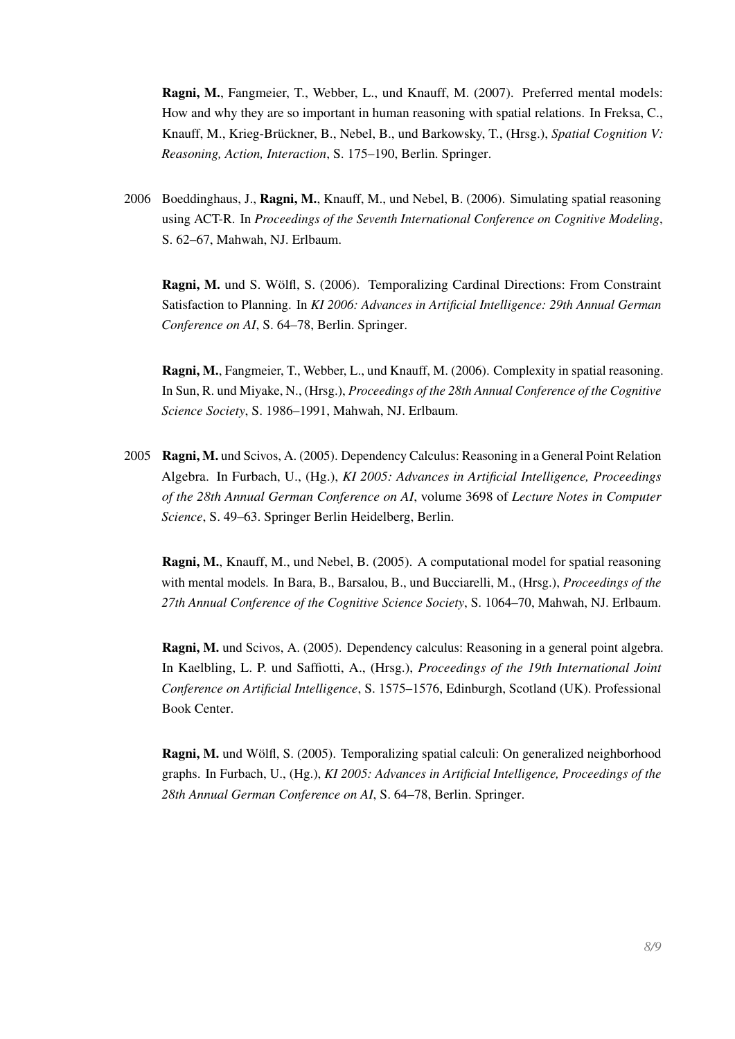**Ragni, M.**, Fangmeier, T., Webber, L., und Knauff, M. (2007). Preferred mental models: How and why they are so important in human reasoning with spatial relations. In Freksa, C., Knauff, M., Krieg-Brückner, B., Nebel, B., und Barkowsky, T., (Hrsg.), *Spatial Cognition V: Reasoning, Action, Interaction*, S. 175–190, Berlin. Springer.

2006 Boeddinghaus, J., **Ragni, M.**, Knauff, M., und Nebel, B. (2006). Simulating spatial reasoning using ACT-R. In *Proceedings of the Seventh International Conference on Cognitive Modeling*, S. 62–67, Mahwah, NJ. Erlbaum.

**Ragni, M.** und S. Wölfl, S. (2006). Temporalizing Cardinal Directions: From Constraint Satisfaction to Planning. In *KI 2006: Advances in Artificial Intelligence: 29th Annual German Conference on AI*, S. 64–78, Berlin. Springer.

**Ragni, M.**, Fangmeier, T., Webber, L., und Knauff, M. (2006). Complexity in spatial reasoning. In Sun, R. und Miyake, N., (Hrsg.), *Proceedings of the 28th Annual Conference of the Cognitive Science Society*, S. 1986–1991, Mahwah, NJ. Erlbaum.

2005 **Ragni, M.** und Scivos, A. (2005). Dependency Calculus: Reasoning in a General Point Relation Algebra. In Furbach, U., (Hg.), *KI 2005: Advances in Artificial Intelligence, Proceedings of the 28th Annual German Conference on AI*, volume 3698 of *Lecture Notes in Computer Science*, S. 49–63. Springer Berlin Heidelberg, Berlin.

**Ragni, M.**, Knauff, M., und Nebel, B. (2005). A computational model for spatial reasoning with mental models. In Bara, B., Barsalou, B., und Bucciarelli, M., (Hrsg.), *Proceedings of the 27th Annual Conference of the Cognitive Science Society*, S. 1064–70, Mahwah, NJ. Erlbaum.

**Ragni, M.** und Scivos, A. (2005). Dependency calculus: Reasoning in a general point algebra. In Kaelbling, L. P. und Saffiotti, A., (Hrsg.), *Proceedings of the 19th International Joint Conference on Artificial Intelligence*, S. 1575–1576, Edinburgh, Scotland (UK). Professional Book Center.

**Ragni, M.** und Wölfl, S. (2005). Temporalizing spatial calculi: On generalized neighborhood graphs. In Furbach, U., (Hg.), *KI 2005: Advances in Artificial Intelligence, Proceedings of the 28th Annual German Conference on AI*, S. 64–78, Berlin. Springer.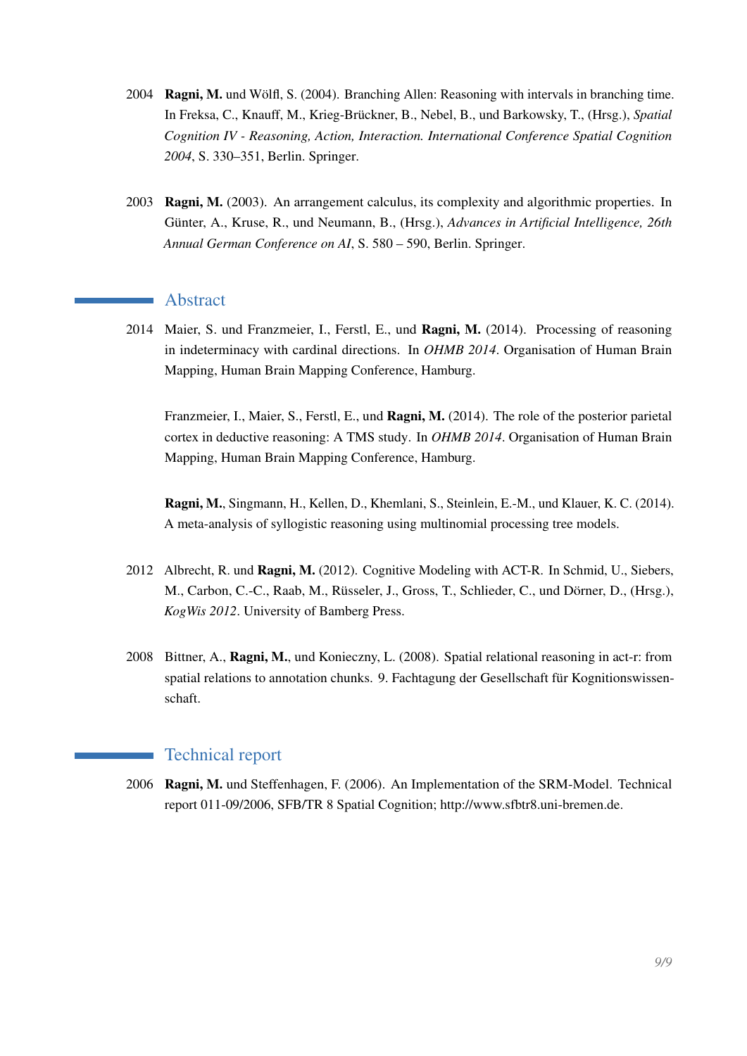2004 **Ragni, M.** und Wölfl, S. (2004). Branching Allen: Reasoning with intervals in branching time. In Freksa, C., Knauff, M., Krieg-Brückner, B., Nebel, B., und Barkowsky, T., (Hrsg.), *Spatial Cognition IV - Reasoning, Action, Interaction. International Conference Spatial Cognition 2004*, S. 330–351, Berlin. Springer.

2003 **Ragni, M.** (2003). An arrangement calculus, its complexity and algorithmic properties. In Günter, A., Kruse, R., und Neumann, B., (Hrsg.), *Advances in Artificial Intelligence, 26th Annual German Conference on AI*, S. 580 – 590, Berlin. Springer.

## Abstract

2014 Maier, S. und Franzmeier, I., Ferstl, E., und **Ragni, M.** (2014). Processing of reasoning in indeterminacy with cardinal directions. In *OHMB 2014*. Organisation of Human Brain Mapping, Human Brain Mapping Conference, Hamburg.

Franzmeier, I., Maier, S., Ferstl, E., und **Ragni, M.** (2014). The role of the posterior parietal cortex in deductive reasoning: A TMS study. In *OHMB 2014*. Organisation of Human Brain Mapping, Human Brain Mapping Conference, Hamburg.

**Ragni, M.**, Singmann, H., Kellen, D., Khemlani, S., Steinlein, E.-M., und Klauer, K. C. (2014). A meta-analysis of syllogistic reasoning using multinomial processing tree models.

2012 Albrecht, R. und **Ragni, M.** (2012). Cognitive Modeling with ACT-R. In Schmid, U., Siebers, M., Carbon, C.-C., Raab, M., Rüsseler, J., Gross, T., Schlieder, C., und Dörner, D., (Hrsg.), *KogWis 2012*. University of Bamberg Press.

2008 Bittner, A., **Ragni, M.**, und Konieczny, L. (2008). Spatial relational reasoning in act-r: from spatial relations to annotation chunks. 9. Fachtagung der Gesellschaft für Kognitionswissenschaft.

## Technical report

2006 **Ragni, M.** und Steffenhagen, F. (2006). An Implementation of the SRM-Model. Technical report 011-09/2006, SFB/TR 8 Spatial Cognition; http://www.sfbtr8.uni-bremen.de.